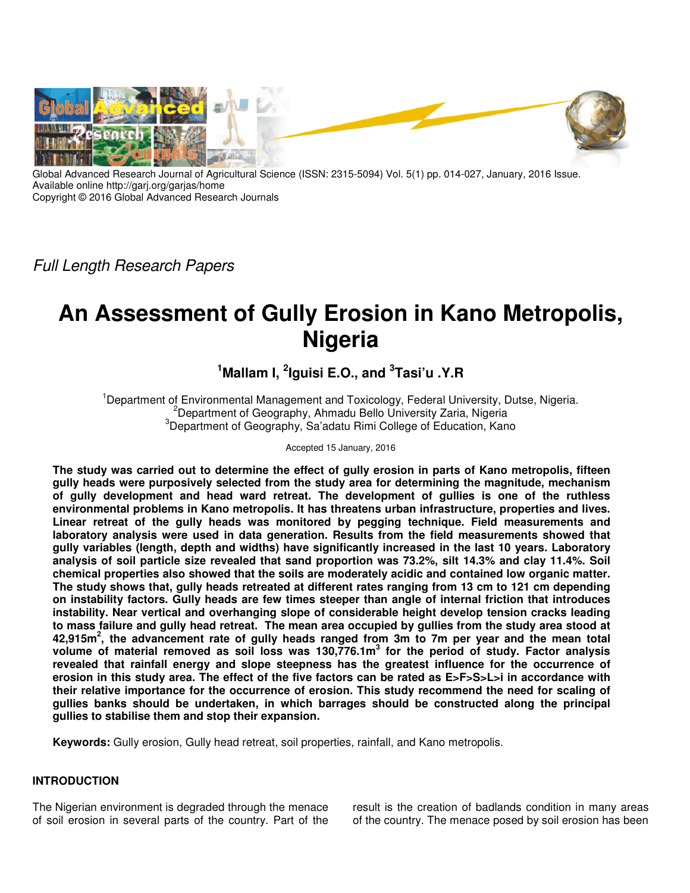Global Advanced Research Journal of Agricultural Science (ISSN: 2315-5094) Vol. 5(1) pp. 014-027, January, 2016 Issue.
Available online http://garj.org/garjas/home
Copyright © 2016 Global Advanced Research Journals

*Full Length Research Papers*

# An Assessment of Gully Erosion in Kano Metropolis, Nigeria

**[1]Mallam I, [2]Iguisi E.O., and [3]Tasi'u .Y.R**

[1]Department of Environmental Management and Toxicology, Federal University, Dutse, Nigeria.
[2]Department of Geography, Ahmadu Bello University Zaria, Nigeria
[3]Department of Geography, Sa'adatu Rimi College of Education, Kano

Accepted 15 January, 2016

**The study was carried out to determine the effect of gully erosion in parts of Kano metropolis, fifteen gully heads were purposively selected from the study area for determining the magnitude, mechanism of gully development and head ward retreat. The development of gullies is one of the ruthless environmental problems in Kano metropolis. It has threatens urban infrastructure, properties and lives. Linear retreat of the gully heads was monitored by pegging technique. Field measurements and laboratory analysis were used in data generation. Results from the field measurements showed that gully variables (length, depth and widths) have significantly increased in the last 10 years. Laboratory analysis of soil particle size revealed that sand proportion was 73.2%, silt 14.3% and clay 11.4%. Soil chemical properties also showed that the soils are moderately acidic and contained low organic matter. The study shows that, gully heads retreated at different rates ranging from 13 cm to 121 cm depending on instability factors. Gully heads are few times steeper than angle of internal friction that introduces instability. Near vertical and overhanging slope of considerable height develop tension cracks leading to mass failure and gully head retreat. The mean area occupied by gullies from the study area stood at 42,915m$^2$, the advancement rate of gully heads ranged from 3m to 7m per year and the mean total volume of material removed as soil loss was 130,776.1m$^3$ for the period of study. Factor analysis revealed that rainfall energy and slope steepness has the greatest influence for the occurrence of erosion in this study area. The effect of the five factors can be rated as E>F>S>L>i in accordance with their relative importance for the occurrence of erosion. This study recommend the need for scaling of gullies banks should be undertaken, in which barrages should be constructed along the principal gullies to stabilise them and stop their expansion.**

**Keywords:** Gully erosion, Gully head retreat, soil properties, rainfall, and Kano metropolis.

## INTRODUCTION

The Nigerian environment is degraded through the menace of soil erosion in several parts of the country. Part of the result is the creation of badlands condition in many areas of the country. The menace posed by soil erosion has been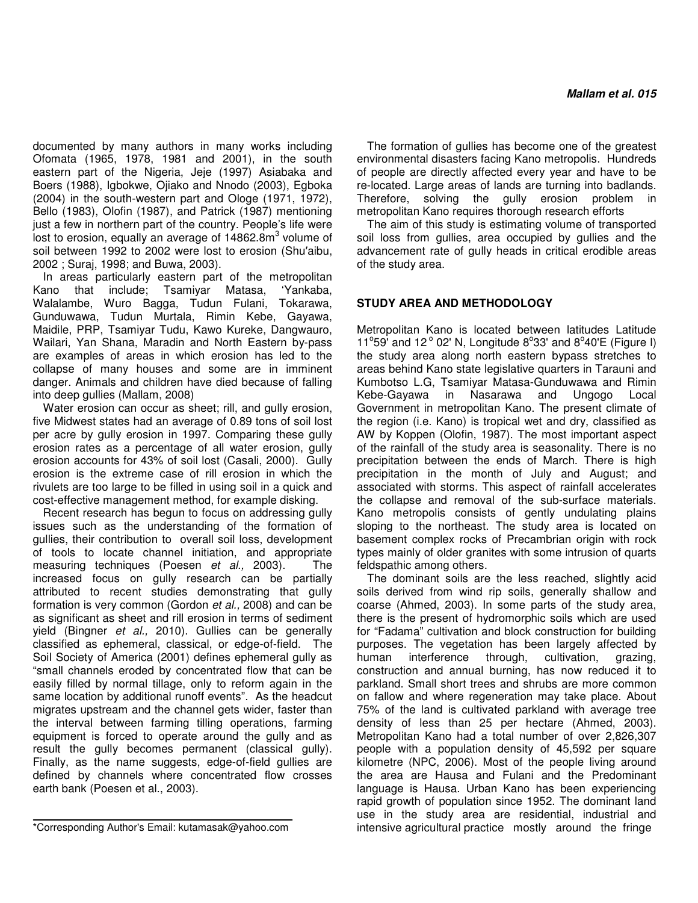documented by many authors in many works including Ofomata (1965, 1978, 1981 and 2001), in the south eastern part of the Nigeria, Jeje (1997) Asiabaka and Boers (1988), Igbokwe, Ojiako and Nnodo (2003), Egboka (2004) in the south-western part and Ologe (1971, 1972), Bello (1983), Olofin (1987), and Patrick (1987) mentioning just a few in northern part of the country. People's life were lost to erosion, equally an average of 14862.8m$^3$ volume of soil between 1992 to 2002 were lost to erosion (Shu'aibu, 2002 ; Suraj, 1998; and Buwa, 2003).

In areas particularly eastern part of the metropolitan Kano that include; Tsamiyar Matasa, 'Yankaba, Walalambe, Wuro Bagga, Tudun Fulani, Tokarawa, Gunduwawa, Tudun Murtala, Rimin Kebe, Gayawa, Maidile, PRP, Tsamiyar Tudu, Kawo Kureke, Dangwauro, Wailari, Yan Shana, Maradin and North Eastern by-pass are examples of areas in which erosion has led to the collapse of many houses and some are in imminent danger. Animals and children have died because of falling into deep gullies (Mallam, 2008)

Water erosion can occur as sheet; rill, and gully erosion, five Midwest states had an average of 0.89 tons of soil lost per acre by gully erosion in 1997. Comparing these gully erosion rates as a percentage of all water erosion, gully erosion accounts for 43% of soil lost (Casali, 2000). Gully erosion is the extreme case of rill erosion in which the rivulets are too large to be filled in using soil in a quick and cost-effective management method, for example disking.

Recent research has begun to focus on addressing gully issues such as the understanding of the formation of gullies, their contribution to overall soil loss, development of tools to locate channel initiation, and appropriate measuring techniques (Poesen *et al.,* 2003). The increased focus on gully research can be partially attributed to recent studies demonstrating that gully formation is very common (Gordon *et al.,* 2008) and can be as significant as sheet and rill erosion in terms of sediment yield (Bingner *et al.,* 2010). Gullies can be generally classified as ephemeral, classical, or edge-of-field. The Soil Society of America (2001) defines ephemeral gully as "small channels eroded by concentrated flow that can be easily filled by normal tillage, only to reform again in the same location by additional runoff events". As the headcut migrates upstream and the channel gets wider, faster than the interval between farming tilling operations, farming equipment is forced to operate around the gully and as result the gully becomes permanent (classical gully). Finally, as the name suggests, edge-of-field gullies are defined by channels where concentrated flow crosses earth bank (Poesen et al., 2003).

*Corresponding Author's Email: kutamasak@yahoo.com

The formation of gullies has become one of the greatest environmental disasters facing Kano metropolis. Hundreds of people are directly affected every year and have to be re-located. Large areas of lands are turning into badlands. Therefore, solving the gully erosion problem in metropolitan Kano requires thorough research efforts

The aim of this study is estimating volume of transported soil loss from gullies, area occupied by gullies and the advancement rate of gully heads in critical erodible areas of the study area.

## STUDY AREA AND METHODOLOGY

Metropolitan Kano is located between latitudes Latitude 11$^o$59' and 12$^o$ 02' N, Longitude 8$^o$33' and 8$^o$40'E (Figure I) the study area along north eastern bypass stretches to areas behind Kano state legislative quarters in Tarauni and Kumbotso L.G, Tsamiyar Matasa-Gunduwawa and Rimin Kebe-Gayawa in Nasarawa and Ungogo Local Government in metropolitan Kano. The present climate of the region (i.e. Kano) is tropical wet and dry, classified as AW by Koppen (Olofin, 1987). The most important aspect of the rainfall of the study area is seasonality. There is no precipitation between the ends of March. There is high precipitation in the month of July and August; and associated with storms. This aspect of rainfall accelerates the collapse and removal of the sub-surface materials. Kano metropolis consists of gently undulating plains sloping to the northeast. The study area is located on basement complex rocks of Precambrian origin with rock types mainly of older granites with some intrusion of quarts feldspathic among others.

The dominant soils are the less reached, slightly acid soils derived from wind rip soils, generally shallow and coarse (Ahmed, 2003). In some parts of the study area, there is the present of hydromorphic soils which are used for "Fadama" cultivation and block construction for building purposes. The vegetation has been largely affected by human interference through, cultivation, grazing, construction and annual burning, has now reduced it to parkland. Small short trees and shrubs are more common on fallow and where regeneration may take place. About 75% of the land is cultivated parkland with average tree density of less than 25 per hectare (Ahmed, 2003). Metropolitan Kano had a total number of over 2,826,307 people with a population density of 45,592 per square kilometre (NPC, 2006). Most of the people living around the area are Hausa and Fulani and the Predominant language is Hausa. Urban Kano has been experiencing rapid growth of population since 1952. The dominant land use in the study area are residential, industrial and intensive agricultural practice mostly around the fringe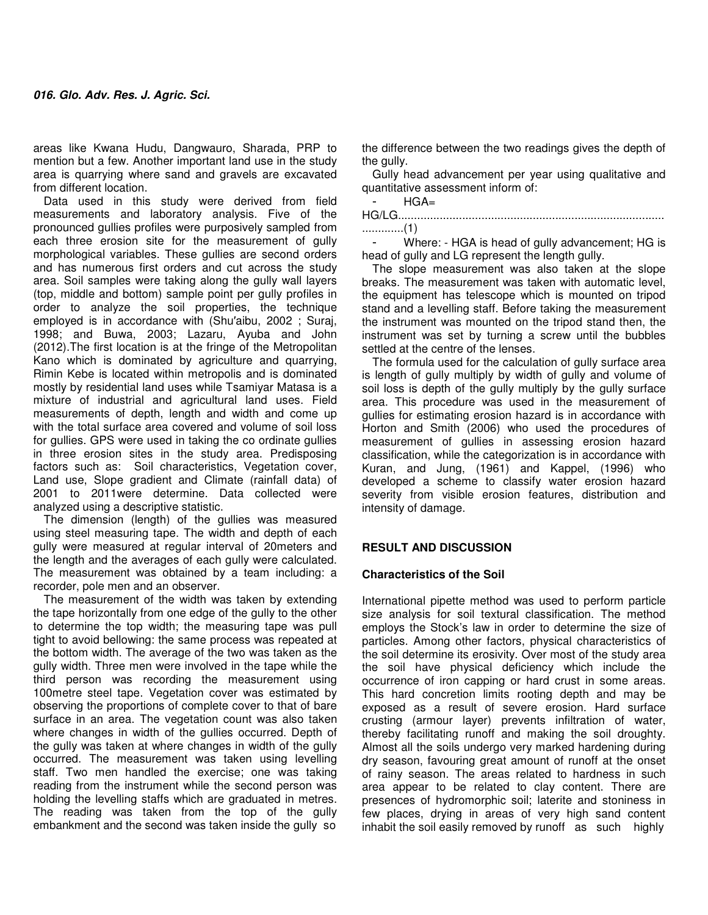areas like Kwana Hudu, Dangwauro, Sharada, PRP to mention but a few. Another important land use in the study area is quarrying where sand and gravels are excavated from different location.

Data used in this study were derived from field measurements and laboratory analysis. Five of the pronounced gullies profiles were purposively sampled from each three erosion site for the measurement of gully morphological variables. These gullies are second orders and has numerous first orders and cut across the study area. Soil samples were taking along the gully wall layers (top, middle and bottom) sample point per gully profiles in order to analyze the soil properties, the technique employed is in accordance with (Shu'aibu, 2002 ; Suraj, 1998; and Buwa, 2003; Lazaru, Ayuba and John (2012).The first location is at the fringe of the Metropolitan Kano which is dominated by agriculture and quarrying, Rimin Kebe is located within metropolis and is dominated mostly by residential land uses while Tsamiyar Matasa is a mixture of industrial and agricultural land uses. Field measurements of depth, length and width and come up with the total surface area covered and volume of soil loss for gullies. GPS were used in taking the co ordinate gullies in three erosion sites in the study area. Predisposing factors such as: Soil characteristics, Vegetation cover, Land use, Slope gradient and Climate (rainfall data) of 2001 to 2011were determine. Data collected were analyzed using a descriptive statistic.

The dimension (length) of the gullies was measured using steel measuring tape. The width and depth of each gully were measured at regular interval of 20meters and the length and the averages of each gully were calculated. The measurement was obtained by a team including: a recorder, pole men and an observer.

The measurement of the width was taken by extending the tape horizontally from one edge of the gully to the other to determine the top width; the measuring tape was pull tight to avoid bellowing: the same process was repeated at the bottom width. The average of the two was taken as the gully width. Three men were involved in the tape while the third person was recording the measurement using 100metre steel tape. Vegetation cover was estimated by observing the proportions of complete cover to that of bare surface in an area. The vegetation count was also taken where changes in width of the gullies occurred. Depth of the gully was taken at where changes in width of the gully occurred. The measurement was taken using levelling staff. Two men handled the exercise; one was taking reading from the instrument while the second person was holding the levelling staffs which are graduated in metres. The reading was taken from the top of the gully embankment and the second was taken inside the gully so the difference between the two readings gives the depth of the gully.

Gully head advancement per year using qualitative and quantitative assessment inform of:

- HGA= HG/LG...............................................................................................(1)

- Where: - HGA is head of gully advancement; HG is head of gully and LG represent the length gully.

The slope measurement was also taken at the slope breaks. The measurement was taken with automatic level, the equipment has telescope which is mounted on tripod stand and a levelling staff. Before taking the measurement the instrument was mounted on the tripod stand then, the instrument was set by turning a screw until the bubbles settled at the centre of the lenses.

The formula used for the calculation of gully surface area is length of gully multiply by width of gully and volume of soil loss is depth of the gully multiply by the gully surface area. This procedure was used in the measurement of gullies for estimating erosion hazard is in accordance with Horton and Smith (2006) who used the procedures of measurement of gullies in assessing erosion hazard classification, while the categorization is in accordance with Kuran, and Jung, (1961) and Kappel, (1996) who developed a scheme to classify water erosion hazard severity from visible erosion features, distribution and intensity of damage.

## RESULT AND DISCUSSION

### Characteristics of the Soil

International pipette method was used to perform particle size analysis for soil textural classification. The method employs the Stock's law in order to determine the size of particles. Among other factors, physical characteristics of the soil determine its erosivity. Over most of the study area the soil have physical deficiency which include the occurrence of iron capping or hard crust in some areas. This hard concretion limits rooting depth and may be exposed as a result of severe erosion. Hard surface crusting (armour layer) prevents infiltration of water, thereby facilitating runoff and making the soil droughty. Almost all the soils undergo very marked hardening during dry season, favouring great amount of runoff at the onset of rainy season. The areas related to hardness in such area appear to be related to clay content. There are presences of hydromorphic soil; laterite and stoniness in few places, drying in areas of very high sand content inhabit the soil easily removed by runoff as such highly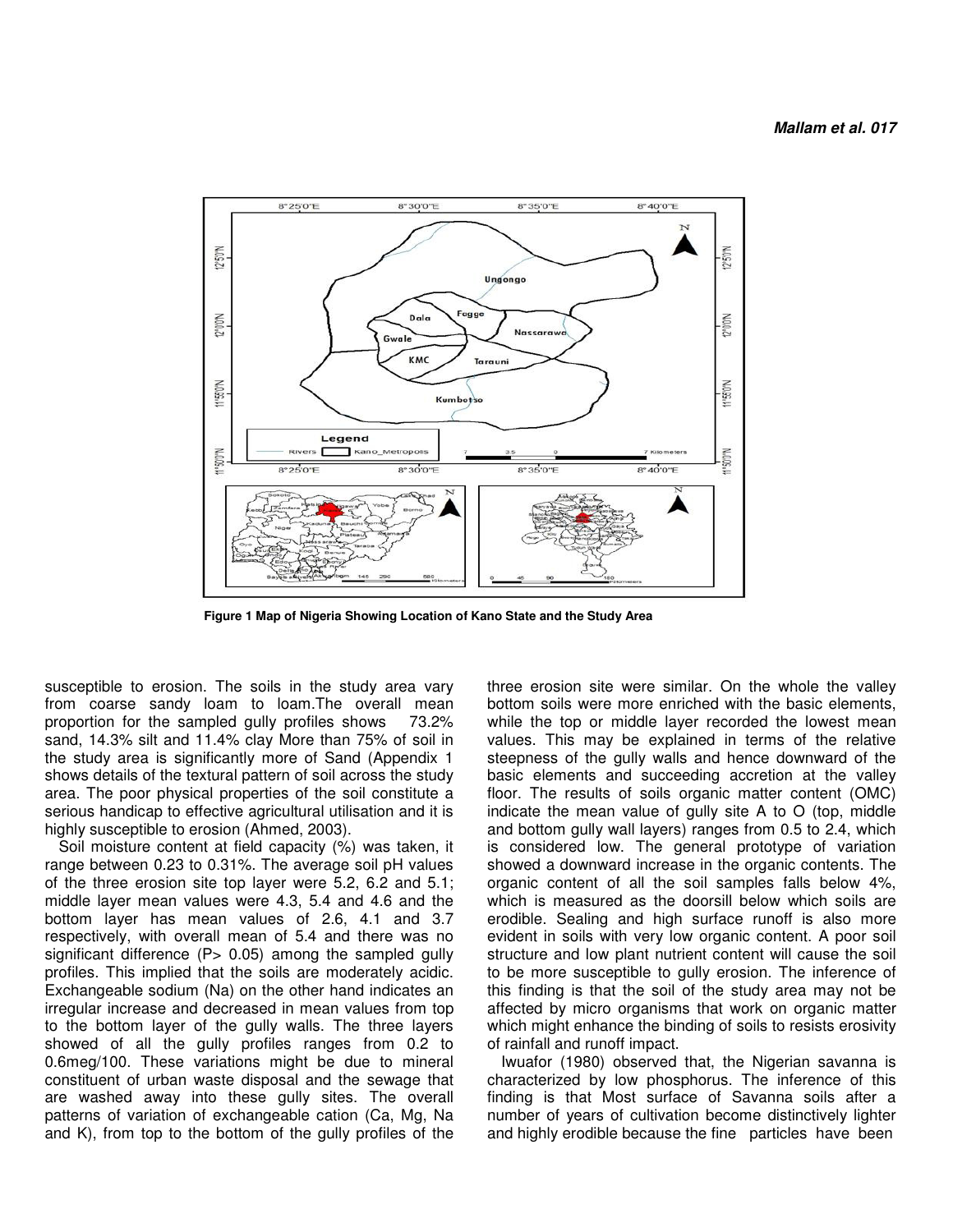Figure 1 Map of Nigeria Showing Location of Kano State and the Study Area

susceptible to erosion. The soils in the study area vary from coarse sandy loam to loam.The overall mean proportion for the sampled gully profiles shows 73.2% sand, 14.3% silt and 11.4% clay More than 75% of soil in the study area is significantly more of Sand (Appendix 1 shows details of the textural pattern of soil across the study area. The poor physical properties of the soil constitute a serious handicap to effective agricultural utilisation and it is highly susceptible to erosion (Ahmed, 2003).

Soil moisture content at field capacity (%) was taken, it range between 0.23 to 0.31%. The average soil pH values of the three erosion site top layer were 5.2, 6.2 and 5.1; middle layer mean values were 4.3, 5.4 and 4.6 and the bottom layer has mean values of 2.6, 4.1 and 3.7 respectively, with overall mean of 5.4 and there was no significant difference ($P> 0.05$) among the sampled gully profiles. This implied that the soils are moderately acidic. Exchangeable sodium (Na) on the other hand indicates an irregular increase and decreased in mean values from top to the bottom layer of the gully walls. The three layers showed of all the gully profiles ranges from 0.2 to 0.6meg/100. These variations might be due to mineral constituent of urban waste disposal and the sewage that are washed away into these gully sites. The overall patterns of variation of exchangeable cation (Ca, Mg, Na and K), from top to the bottom of the gully profiles of the three erosion site were similar. On the whole the valley bottom soils were more enriched with the basic elements, while the top or middle layer recorded the lowest mean values. This may be explained in terms of the relative steepness of the gully walls and hence downward of the basic elements and succeeding accretion at the valley floor. The results of soils organic matter content (OMC) indicate the mean value of gully site A to O (top, middle and bottom gully wall layers) ranges from 0.5 to 2.4, which is considered low. The general prototype of variation showed a downward increase in the organic contents. The organic content of all the soil samples falls below 4%, which is measured as the doorsill below which soils are erodible. Sealing and high surface runoff is also more evident in soils with very low organic content. A poor soil structure and low plant nutrient content will cause the soil to be more susceptible to gully erosion. The inference of this finding is that the soil of the study area may not be affected by micro organisms that work on organic matter which might enhance the binding of soils to resists erosivity of rainfall and runoff impact.

Iwuafor (1980) observed that, the Nigerian savanna is characterized by low phosphorus. The inference of this finding is that Most surface of Savanna soils after a number of years of cultivation become distinctively lighter and highly erodible because the fine particles have been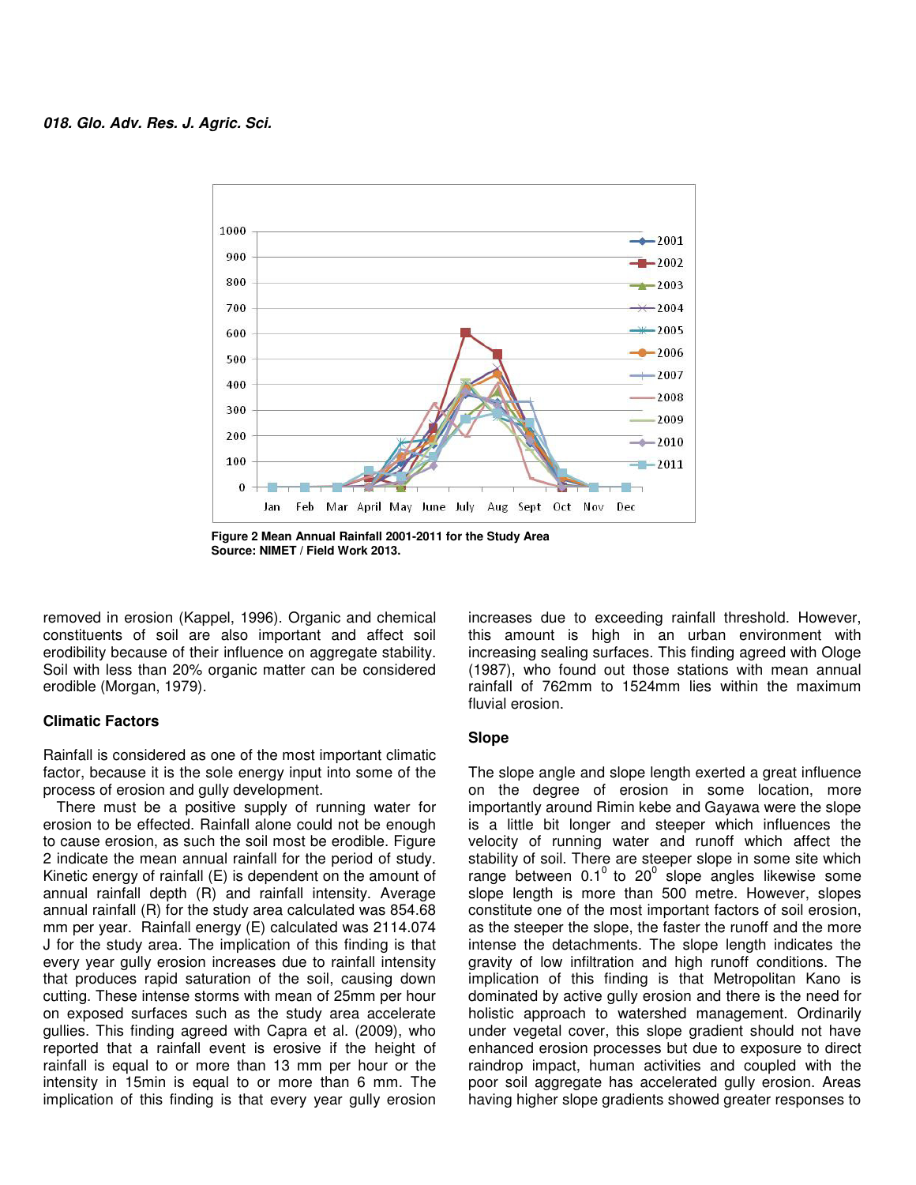Figure 2 Mean Annual Rainfall 2001-2011 for the Study Area
Source: NIMET / Field Work 2013.

removed in erosion (Kappel, 1996). Organic and chemical constituents of soil are also important and affect soil erodibility because of their influence on aggregate stability. Soil with less than 20% organic matter can be considered erodible (Morgan, 1979).

### Climatic Factors

Rainfall is considered as one of the most important climatic factor, because it is the sole energy input into some of the process of erosion and gully development.

There must be a positive supply of running water for erosion to be effected. Rainfall alone could not be enough to cause erosion, as such the soil most be erodible. Figure 2 indicate the mean annual rainfall for the period of study. Kinetic energy of rainfall (E) is dependent on the amount of annual rainfall depth (R) and rainfall intensity. Average annual rainfall (R) for the study area calculated was 854.68 mm per year. Rainfall energy (E) calculated was 2114.074 J for the study area. The implication of this finding is that every year gully erosion increases due to rainfall intensity that produces rapid saturation of the soil, causing down cutting. These intense storms with mean of 25mm per hour on exposed surfaces such as the study area accelerate gullies. This finding agreed with Capra et al. (2009), who reported that a rainfall event is erosive if the height of rainfall is equal to or more than 13 mm per hour or the intensity in 15min is equal to or more than 6 mm. The implication of this finding is that every year gully erosion increases due to exceeding rainfall threshold. However, this amount is high in an urban environment with increasing sealing surfaces. This finding agreed with Ologe (1987), who found out those stations with mean annual rainfall of 762mm to 1524mm lies within the maximum fluvial erosion.

### Slope

The slope angle and slope length exerted a great influence on the degree of erosion in some location, more importantly around Rimin kebe and Gayawa were the slope is a little bit longer and steeper which influences the velocity of running water and runoff which affect the stability of soil. There are steeper slope in some site which range between $0.1^{0}$ to $20^{0}$ slope angles likewise some slope length is more than 500 metre. However, slopes constitute one of the most important factors of soil erosion, as the steeper the slope, the faster the runoff and the more intense the detachments. The slope length indicates the gravity of low infiltration and high runoff conditions. The implication of this finding is that Metropolitan Kano is dominated by active gully erosion and there is the need for holistic approach to watershed management. Ordinarily under vegetal cover, this slope gradient should not have enhanced erosion processes but due to exposure to direct raindrop impact, human activities and coupled with the poor soil aggregate has accelerated gully erosion. Areas having higher slope gradients showed greater responses to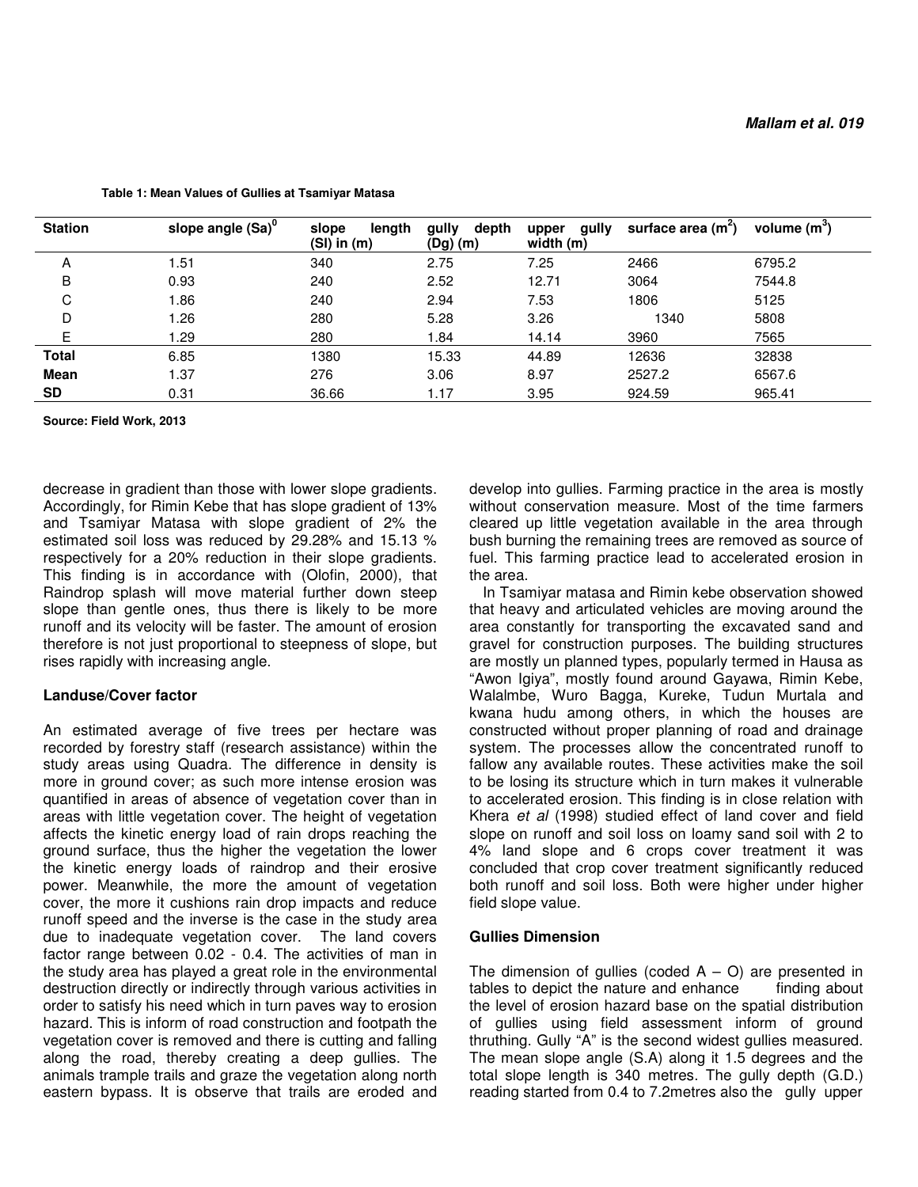**Table 1: Mean Values of Gullies at Tsamiyar Matasa**

| Station | slope angle (Sa)$^0$ | slope length (Sl) in (m) | gully depth (Dg) (m) | upper gully width (m) | surface area (m$^2$) | volume (m$^3$) |
|---|---|---|---|---|---|---|
| A | 1.51 | 340 | 2.75 | 7.25 | 2466 | 6795.2 |
| B | 0.93 | 240 | 2.52 | 12.71 | 3064 | 7544.8 |
| C | 1.86 | 240 | 2.94 | 7.53 | 1806 | 5125 |
| D | 1.26 | 280 | 5.28 | 3.26 | 1340 | 5808 |
| E | 1.29 | 280 | 1.84 | 14.14 | 3960 | 7565 |
| **Total** | 6.85 | 1380 | 15.33 | 44.89 | 12636 | 32838 |
| **Mean** | 1.37 | 276 | 3.06 | 8.97 | 2527.2 | 6567.6 |
| **SD** | 0.31 | 36.66 | 1.17 | 3.95 | 924.59 | 965.41 |

**Source: Field Work, 2013**

decrease in gradient than those with lower slope gradients. Accordingly, for Rimin Kebe that has slope gradient of 13% and Tsamiyar Matasa with slope gradient of 2% the estimated soil loss was reduced by 29.28% and 15.13 % respectively for a 20% reduction in their slope gradients. This finding is in accordance with (Olofin, 2000), that Raindrop splash will move material further down steep slope than gentle ones, thus there is likely to be more runoff and its velocity will be faster. The amount of erosion therefore is not just proportional to steepness of slope, but rises rapidly with increasing angle.

**Landuse/Cover factor**

An estimated average of five trees per hectare was recorded by forestry staff (research assistance) within the study areas using Quadra. The difference in density is more in ground cover; as such more intense erosion was quantified in areas of absence of vegetation cover than in areas with little vegetation cover. The height of vegetation affects the kinetic energy load of rain drops reaching the ground surface, thus the higher the vegetation the lower the kinetic energy loads of raindrop and their erosive power. Meanwhile, the more the amount of vegetation cover, the more it cushions rain drop impacts and reduce runoff speed and the inverse is the case in the study area due to inadequate vegetation cover. The land covers factor range between 0.02 - 0.4. The activities of man in the study area has played a great role in the environmental destruction directly or indirectly through various activities in order to satisfy his need which in turn paves way to erosion hazard. This is inform of road construction and footpath the vegetation cover is removed and there is cutting and falling along the road, thereby creating a deep gullies. The animals trample trails and graze the vegetation along north eastern bypass. It is observe that trails are eroded and develop into gullies. Farming practice in the area is mostly without conservation measure. Most of the time farmers cleared up little vegetation available in the area through bush burning the remaining trees are removed as source of fuel. This farming practice lead to accelerated erosion in the area.

In Tsamiyar matasa and Rimin kebe observation showed that heavy and articulated vehicles are moving around the area constantly for transporting the excavated sand and gravel for construction purposes. The building structures are mostly un planned types, popularly termed in Hausa as "Awon Igiya", mostly found around Gayawa, Rimin Kebe, Walalmbe, Wuro Bagga, Kureke, Tudun Murtala and kwana hudu among others, in which the houses are constructed without proper planning of road and drainage system. The processes allow the concentrated runoff to fallow any available routes. These activities make the soil to be losing its structure which in turn makes it vulnerable to accelerated erosion. This finding is in close relation with Khera *et al* (1998) studied effect of land cover and field slope on runoff and soil loss on loamy sand soil with 2 to 4% land slope and 6 crops cover treatment it was concluded that crop cover treatment significantly reduced both runoff and soil loss. Both were higher under higher field slope value.

**Gullies Dimension**

The dimension of gullies (coded A – O) are presented in tables to depict the nature and enhance finding about the level of erosion hazard base on the spatial distribution of gullies using field assessment inform of ground thruthing. Gully "A" is the second widest gullies measured. The mean slope angle (S.A) along it 1.5 degrees and the total slope length is 340 metres. The gully depth (G.D.) reading started from 0.4 to 7.2metres also the gully upper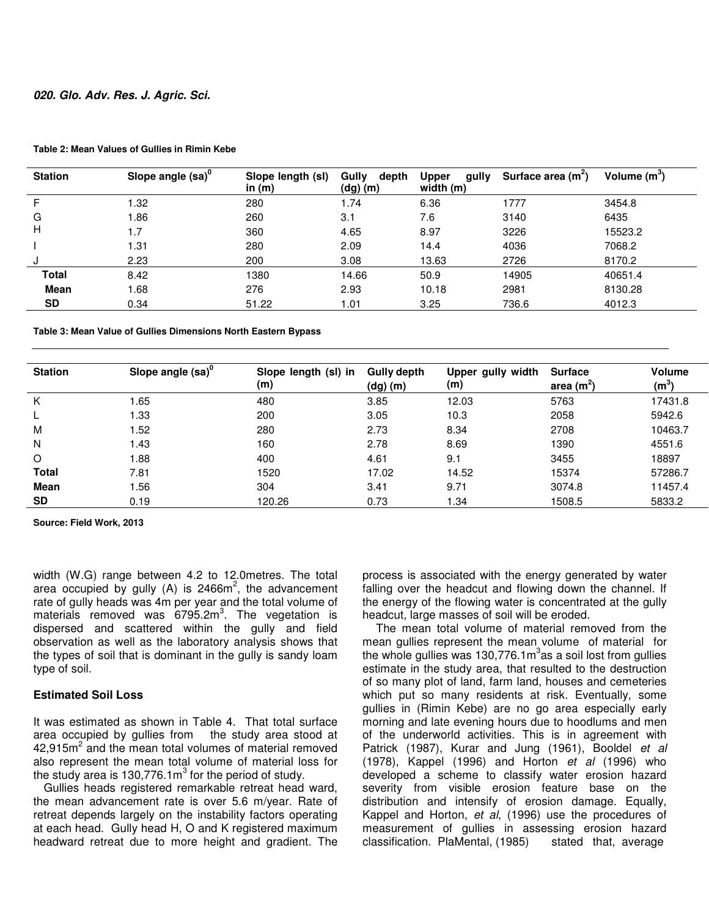**Table 2: Mean Values of Gullies in Rimin Kebe**

| Station | Slope angle (sa)$^0$ | Slope length (sl) in (m) | Gully depth (dg) (m) | Upper gully width (m) | Surface area (m$^2$) | Volume (m$^3$) |
|---|---|---|---|---|---|---|
| F | 1.32 | 280 | 1.74 | 6.36 | 1777 | 3454.8 |
| G | 1.86 | 260 | 3.1 | 7.6 | 3140 | 6435 |
| H | 1.7 | 360 | 4.65 | 8.97 | 3226 | 15523.2 |
| I | 1.31 | 280 | 2.09 | 14.4 | 4036 | 7068.2 |
| J | 2.23 | 200 | 3.08 | 13.63 | 2726 | 8170.2 |
| **Total** | 8.42 | 1380 | 14.66 | 50.9 | 14905 | 40651.4 |
| **Mean** | 1.68 | 276 | 2.93 | 10.18 | 2981 | 8130.28 |
| **SD** | 0.34 | 51.22 | 1.01 | 3.25 | 736.6 | 4012.3 |

**Table 3: Mean Value of Gullies Dimensions North Eastern Bypass**

| Station | Slope angle (sa)$^0$ | Slope length (sl) in (m) | Gully depth (dg) (m) | Upper gully width (m) | Surface area (m$^2$) | Volume (m$^3$) |
|---|---|---|---|---|---|---|
| K | 1.65 | 480 | 3.85 | 12.03 | 5763 | 17431.8 |
| L | 1.33 | 200 | 3.05 | 10.3 | 2058 | 5942.6 |
| M | 1.52 | 280 | 2.73 | 8.34 | 2708 | 10463.7 |
| N | 1.43 | 160 | 2.78 | 8.69 | 1390 | 4551.6 |
| O | 1.88 | 400 | 4.61 | 9.1 | 3455 | 18897 |
| **Total** | 7.81 | 1520 | 17.02 | 14.52 | 15374 | 57286.7 |
| **Mean** | 1.56 | 304 | 3.41 | 9.71 | 3074.8 | 11457.4 |
| **SD** | 0.19 | 120.26 | 0.73 | 1.34 | 1508.5 | 5833.2 |

**Source: Field Work, 2013**

width (W.G) range between 4.2 to 12.0metres. The total area occupied by gully (A) is 2466m$^2$, the advancement rate of gully heads was 4m per year and the total volume of materials removed was 6795.2m$^3$. The vegetation is dispersed and scattered within the gully and field observation as well as the laboratory analysis shows that the types of soil that is dominant in the gully is sandy loam type of soil.

### Estimated Soil Loss

It was estimated as shown in Table 4. That total surface area occupied by gullies from the study area stood at 42,915m$^2$ and the mean total volumes of material removed also represent the mean total volume of material loss for the study area is 130,776.1m$^3$ for the period of study.

Gullies heads registered remarkable retreat head ward, the mean advancement rate is over 5.6 m/year. Rate of retreat depends largely on the instability factors operating at each head. Gully head H, O and K registered maximum headward retreat due to more height and gradient. The process is associated with the energy generated by water falling over the headcut and flowing down the channel. If the energy of the flowing water is concentrated at the gully headcut, large masses of soil will be eroded.

The mean total volume of material removed from the mean gullies represent the mean volume of material for the whole gullies was 130,776.1m$^3$as a soil lost from gullies estimate in the study area, that resulted to the destruction of so many plot of land, farm land, houses and cemeteries which put so many residents at risk. Eventually, some gullies in (Rimin Kebe) are no go area especially early morning and late evening hours due to hoodlums and men of the underworld activities. This is in agreement with Patrick (1987), Kurar and Jung (1961), Booldel *et al* (1978), Kappel (1996) and Horton *et al* (1996) who developed a scheme to classify water erosion hazard severity from visible erosion feature base on the distribution and intensify of erosion damage. Equally, Kappel and Horton, *et al*, (1996) use the procedures of measurement of gullies in assessing erosion hazard classification. PlaMental, (1985) stated that, average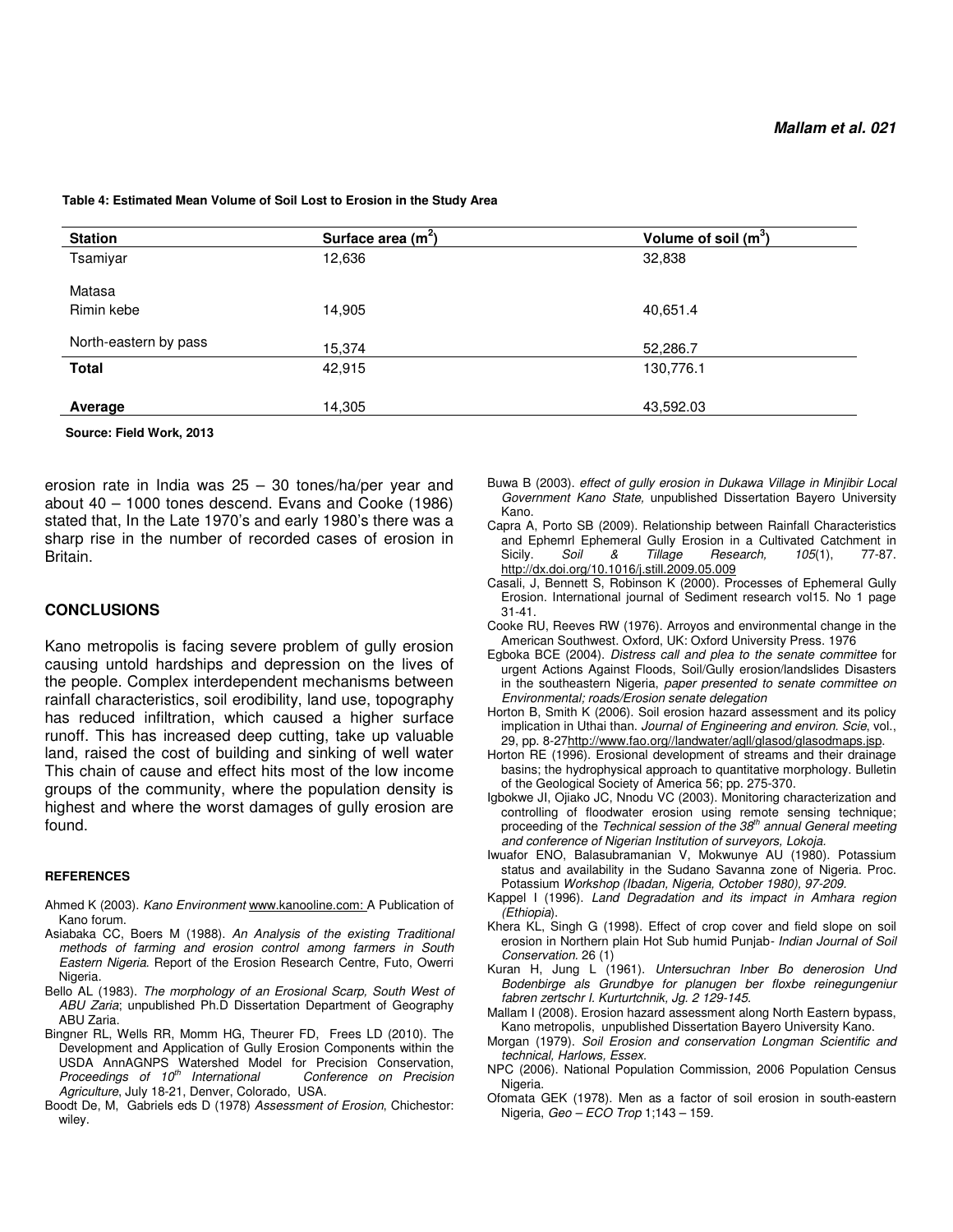**Table 4: Estimated Mean Volume of Soil Lost to Erosion in the Study Area**

| Station | Surface area ($m^2$) | Volume of soil ($m^3$) |
|---|---|---|
| Tsamiyar | 12,636 | 32,838 |
| Matasa | | |
| Rimin kebe | 14,905 | 40,651.4 |
| North-eastern by pass | 15,374 | 52,286.7 |
| **Total** | 42,915 | 130,776.1 |
| **Average** | 14,305 | 43,592.03 |

**Source: Field Work, 2013**

erosion rate in India was 25 – 30 tones/ha/per year and about 40 – 1000 tones descend. Evans and Cooke (1986) stated that, In the Late 1970's and early 1980's there was a sharp rise in the number of recorded cases of erosion in Britain.

## CONCLUSIONS

Kano metropolis is facing severe problem of gully erosion causing untold hardships and depression on the lives of the people. Complex interdependent mechanisms between rainfall characteristics, soil erodibility, land use, topography has reduced infiltration, which caused a higher surface runoff. This has increased deep cutting, take up valuable land, raised the cost of building and sinking of well water This chain of cause and effect hits most of the low income groups of the community, where the population density is highest and where the worst damages of gully erosion are found.

## REFERENCES

Ahmed K (2003). *Kano Environment* www.kanooline.com: A Publication of Kano forum.

Asiabaka CC, Boers M (1988). *An Analysis of the existing Traditional methods of farming and erosion control among farmers in South Eastern Nigeria*. Report of the Erosion Research Centre, Futo, Owerri Nigeria.

Bello AL (1983). *The morphology of an Erosional Scarp, South West of ABU Zaria*; unpublished Ph.D Dissertation Department of Geography ABU Zaria.

Bingner RL, Wells RR, Momm HG, Theurer FD, Frees LD (2010). The Development and Application of Gully Erosion Components within the USDA AnnAGNPS Watershed Model for Precision Conservation, *Proceedings of 10th International Conference on Precision Agriculture*, July 18-21, Denver, Colorado, USA.

Boodt De, M, Gabriels eds D (1978) *Assessment of Erosion*, Chichestor: wiley.

Buwa B (2003). *effect of gully erosion in Dukawa Village in Minjibir Local Government Kano State,* unpublished Dissertation Bayero University Kano.

Capra A, Porto SB (2009). Relationship between Rainfall Characteristics and Ephemrl Ephemeral Gully Erosion in a Cultivated Catchment in Sicily. *Soil & Tillage Research, 105*(1), 77-87. http://dx.doi.org/10.1016/j.still.2009.05.009

Casali, J, Bennett S, Robinson K (2000). Processes of Ephemeral Gully Erosion. International journal of Sediment research vol15. No 1 page 31-41.

Cooke RU, Reeves RW (1976). Arroyos and environmental change in the American Southwest. Oxford, UK: Oxford University Press. 1976

Egboka BCE (2004). *Distress call and plea to the senate committee* for urgent Actions Against Floods, Soil/Gully erosion/landslides Disasters in the southeastern Nigeria, *paper presented to senate committee on Environmental; roads/Erosion senate delegation*

Horton B, Smith K (2006). Soil erosion hazard assessment and its policy implication in Uthai than. *Journal of Engineering and environ. Scie*, vol., 29, pp. 8-27http://www.fao.org//landwater/agll/glasod/glasodmaps.jsp.

Horton RE (1996). Erosional development of streams and their drainage basins; the hydrophysical approach to quantitative morphology. Bulletin of the Geological Society of America 56; pp. 275-370.

Igbokwe JI, Ojiako JC, Nnodu VC (2003). Monitoring characterization and controlling of floodwater erosion using remote sensing technique; proceeding of the *Technical session of the 38th annual General meeting and conference of Nigerian Institution of surveyors, Lokoja.*

Iwuafor ENO, Balasubramanian V, Mokwunye AU (1980). Potassium status and availability in the Sudano Savanna zone of Nigeria. Proc. Potassium *Workshop (Ibadan, Nigeria, October 1980), 97-209.*

Kappel I (1996). *Land Degradation and its impact in Amhara region (Ethiopia*).

Khera KL, Singh G (1998). Effect of crop cover and field slope on soil erosion in Northern plain Hot Sub humid Punjab- *Indian Journal of Soil Conservation.* 26 (1)

Kuran H, Jung L (1961). *Untersuchran Inber Bo denerosion Und Bodenbirge als Grundbye for planugen ber floxbe reinegungeniur fabren zertschr I. Kurturtchnik, Jg. 2 129-145.*

Mallam I (2008). Erosion hazard assessment along North Eastern bypass, Kano metropolis, unpublished Dissertation Bayero University Kano.

Morgan (1979). *Soil Erosion and conservation Longman Scientific and technical, Harlows, Essex.*

NPC (2006). National Population Commission, 2006 Population Census Nigeria.

Ofomata GEK (1978). Men as a factor of soil erosion in south-eastern Nigeria, *Geo – ECO Trop* 1;143 – 159.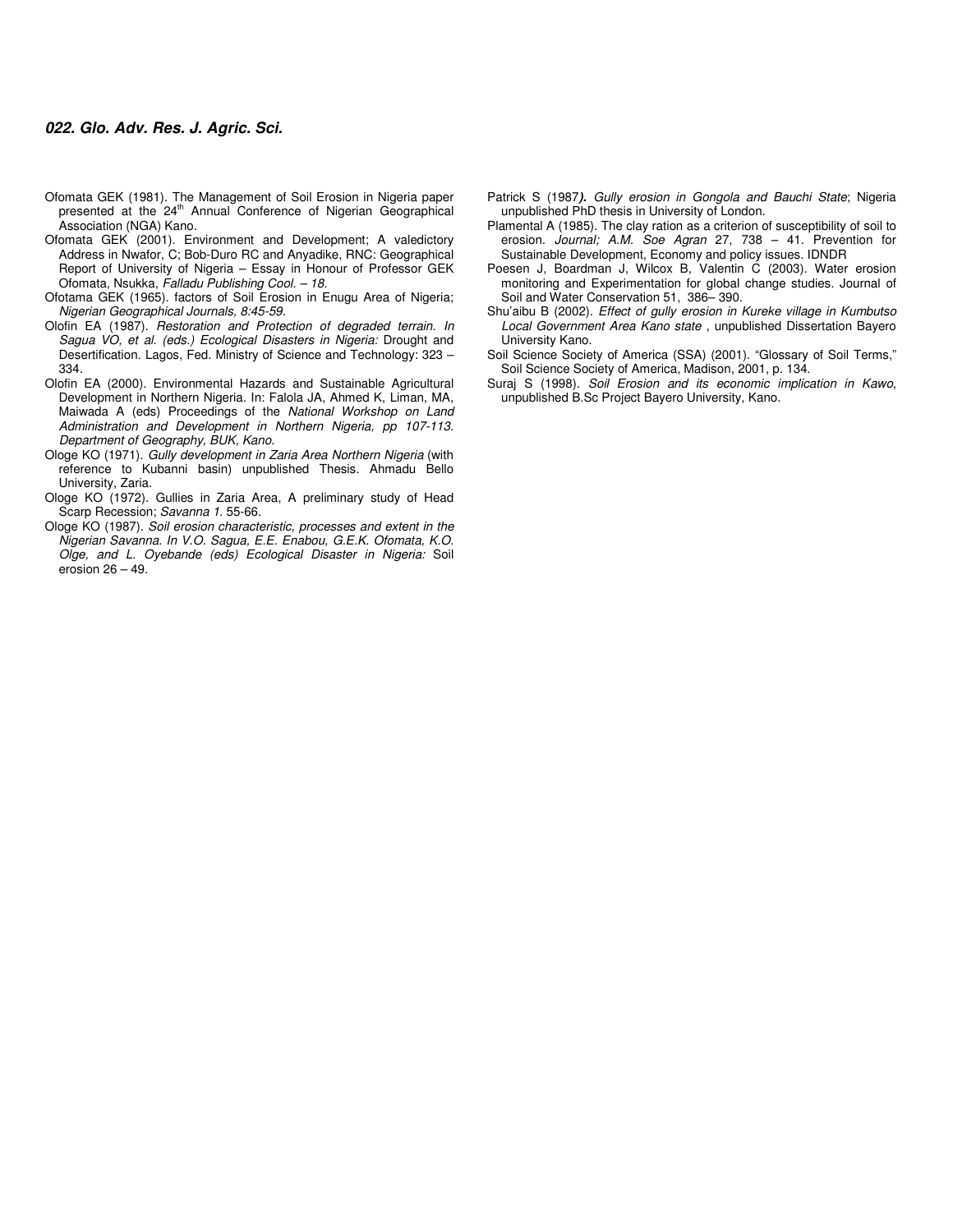Ofomata GEK (1981). The Management of Soil Erosion in Nigeria paper presented at the 24th Annual Conference of Nigerian Geographical Association (NGA) Kano.

Ofomata GEK (2001). Environment and Development; A valedictory Address in Nwafor, C; Bob-Duro RC and Anyadike, RNC: Geographical Report of University of Nigeria – Essay in Honour of Professor GEK Ofomata, Nsukka, *Falladu Publishing Cool. – 18.*

Ofotama GEK (1965). factors of Soil Erosion in Enugu Area of Nigeria; *Nigerian Geographical Journals, 8:45-59.*

Olofin EA (1987). *Restoration and Protection of degraded terrain. In Sagua VO, et al. (eds.) Ecological Disasters in Nigeria:* Drought and Desertification. Lagos, Fed. Ministry of Science and Technology: 323 – 334.

Olofin EA (2000). Environmental Hazards and Sustainable Agricultural Development in Northern Nigeria. In: Falola JA, Ahmed K, Liman, MA, Maiwada A (eds) Proceedings of the *National Workshop on Land Administration and Development in Northern Nigeria, pp 107-113. Department of Geography, BUK, Kano.*

Ologe KO (1971). *Gully development in Zaria Area Northern Nigeria* (with reference to Kubanni basin) unpublished Thesis. Ahmadu Bello University, Zaria.

Ologe KO (1972). Gullies in Zaria Area, A preliminary study of Head Scarp Recession; *Savanna 1.* 55-66.

Ologe KO (1987). *Soil erosion characteristic, processes and extent in the Nigerian Savanna. In V.O. Sagua, E.E. Enabou, G.E.K. Ofomata, K.O. Olge, and L. Oyebande (eds) Ecological Disaster in Nigeria:* Soil erosion 26 – 49.

Patrick S (1987***).*** *Gully erosion in Gongola and Bauchi State*; Nigeria unpublished PhD thesis in University of London.

Plamental A (1985). The clay ration as a criterion of susceptibility of soil to erosion. *Journal; A.M. Soe Agran* 27, 738 – 41. Prevention for Sustainable Development, Economy and policy issues. IDNDR

Poesen J, Boardman J, Wilcox B, Valentin C (2003). Water erosion monitoring and Experimentation for global change studies. Journal of Soil and Water Conservation 51, 386– 390.

Shu'aibu B (2002). *Effect of gully erosion in Kureke village in Kumbutso Local Government Area Kano state* , unpublished Dissertation Bayero University Kano.

Soil Science Society of America (SSA) (2001). "Glossary of Soil Terms," Soil Science Society of America, Madison, 2001, p. 134.

Suraj S (1998). *Soil Erosion and its economic implication in Kawo*, unpublished B.Sc Project Bayero University, Kano.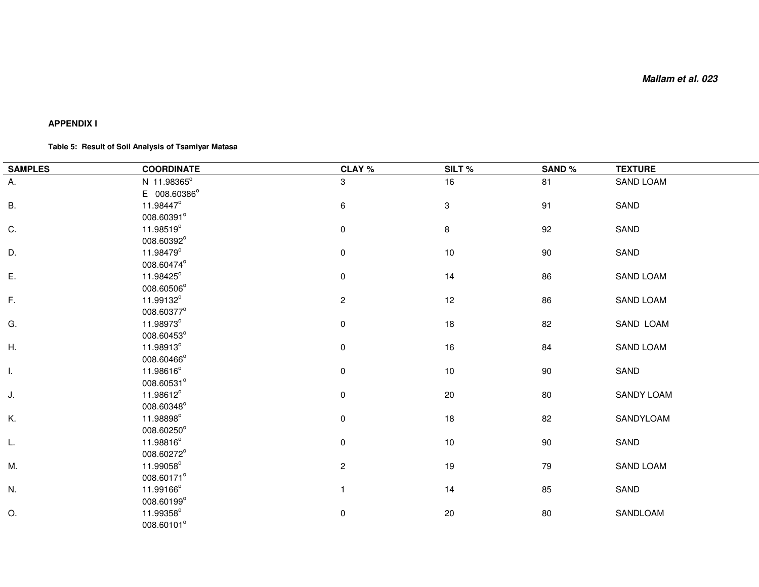**APPENDIX I**

**Table 5: Result of Soil Analysis of Tsamiyar Matasa**

| SAMPLES | COORDINATE | CLAY % | SILT % | SAND % | TEXTURE |
|---|---|---|---|---|---|
| A. | N 11.98365°<br>E 008.60386° | 3 | 16 | 81 | SAND LOAM |
| B. | 11.98447°<br>008.60391° | 6 | 3 | 91 | SAND |
| C. | 11.98519°<br>008.60392° | 0 | 8 | 92 | SAND |
| D. | 11.98479°<br>008.60474° | 0 | 10 | 90 | SAND |
| E. | 11.98425°<br>008.60506° | 0 | 14 | 86 | SAND LOAM |
| F. | 11.99132°<br>008.60377° | 2 | 12 | 86 | SAND LOAM |
| G. | 11.98973°<br>008.60453° | 0 | 18 | 82 | SAND LOAM |
| H. | 11.98913°<br>008.60466° | 0 | 16 | 84 | SAND LOAM |
| I. | 11.98616°<br>008.60531° | 0 | 10 | 90 | SAND |
| J. | 11.98612°<br>008.60348° | 0 | 20 | 80 | SANDY LOAM |
| K. | 11.98898°<br>008.60250° | 0 | 18 | 82 | SANDYLOAM |
| L. | 11.98816°<br>008.60272° | 0 | 10 | 90 | SAND |
| M. | 11.99058°<br>008.60171° | 2 | 19 | 79 | SAND LOAM |
| N. | 11.99166°<br>008.60199° | 1 | 14 | 85 | SAND |
| O. | 11.99358°<br>008.60101° | 0 | 20 | 80 | SANDLOAM |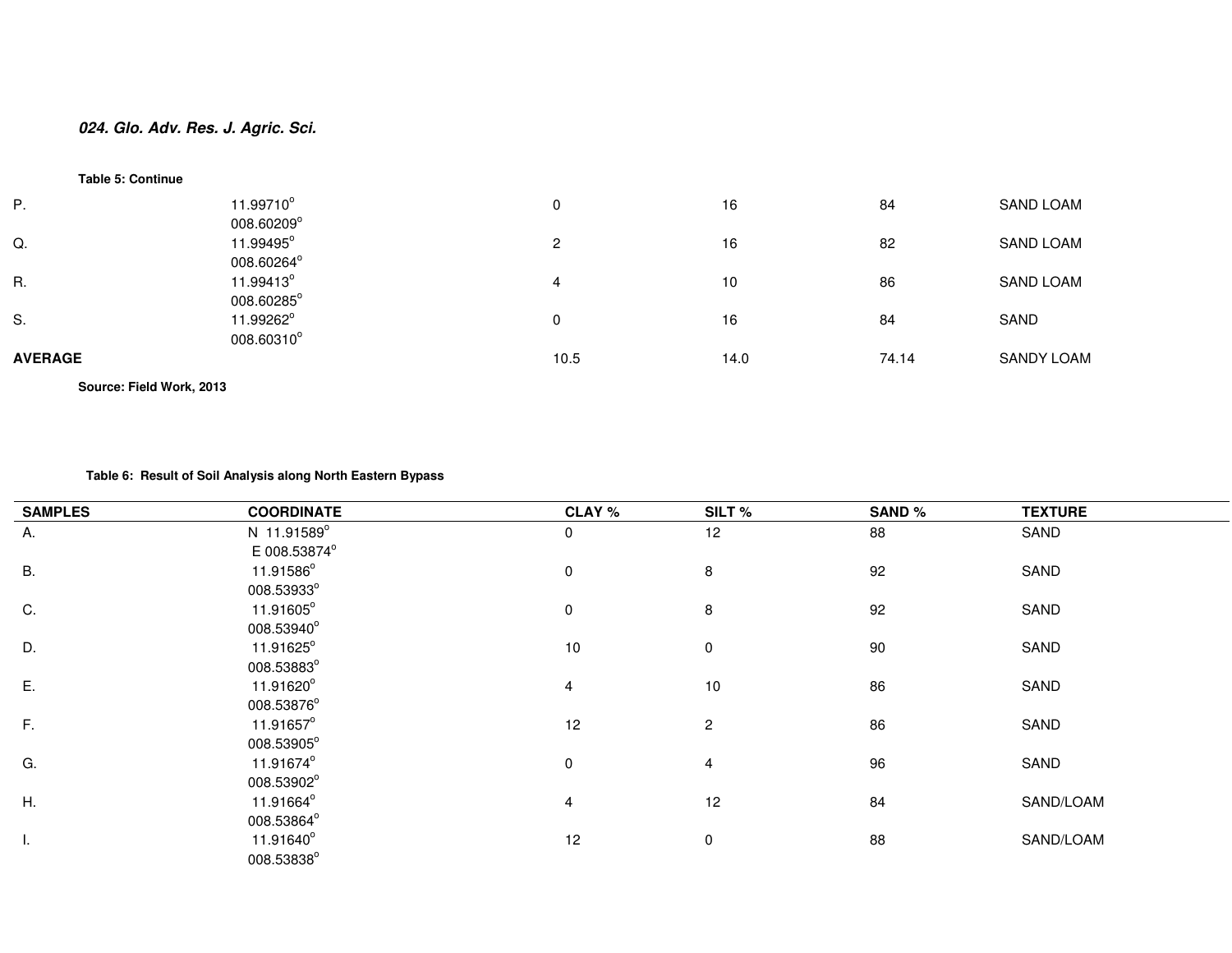**Table 5: Continue**

| | | | | | |
|---|---|---|---|---|---|
| P. | 11.99710°<br>008.60209° | 0 | 16 | 84 | SAND LOAM |
| Q. | 11.99495°<br>008.60264° | 2 | 16 | 82 | SAND LOAM |
| R. | 11.99413°<br>008.60285° | 4 | 10 | 86 | SAND LOAM |
| S. | 11.99262°<br>008.60310° | 0 | 16 | 84 | SAND |
| **AVERAGE** | | 10.5 | 14.0 | 74.14 | SANDY LOAM |

**Source: Field Work, 2013**

**Table 6: Result of Soil Analysis along North Eastern Bypass**

| SAMPLES | COORDINATE | CLAY % | SILT % | SAND % | TEXTURE |
|---|---|---|---|---|---|
| A. | N 11.91589°<br>E 008.53874° | 0 | 12 | 88 | SAND |
| B. | 11.91586°<br>008.53933° | 0 | 8 | 92 | SAND |
| C. | 11.91605°<br>008.53940° | 0 | 8 | 92 | SAND |
| D. | 11.91625°<br>008.53883° | 10 | 0 | 90 | SAND |
| E. | 11.91620°<br>008.53876° | 4 | 10 | 86 | SAND |
| F. | 11.91657°<br>008.53905° | 12 | 2 | 86 | SAND |
| G. | 11.91674°<br>008.53902° | 0 | 4 | 96 | SAND |
| H. | 11.91664°<br>008.53864° | 4 | 12 | 84 | SAND/LOAM |
| I. | 11.91640°<br>008.53838° | 12 | 0 | 88 | SAND/LOAM |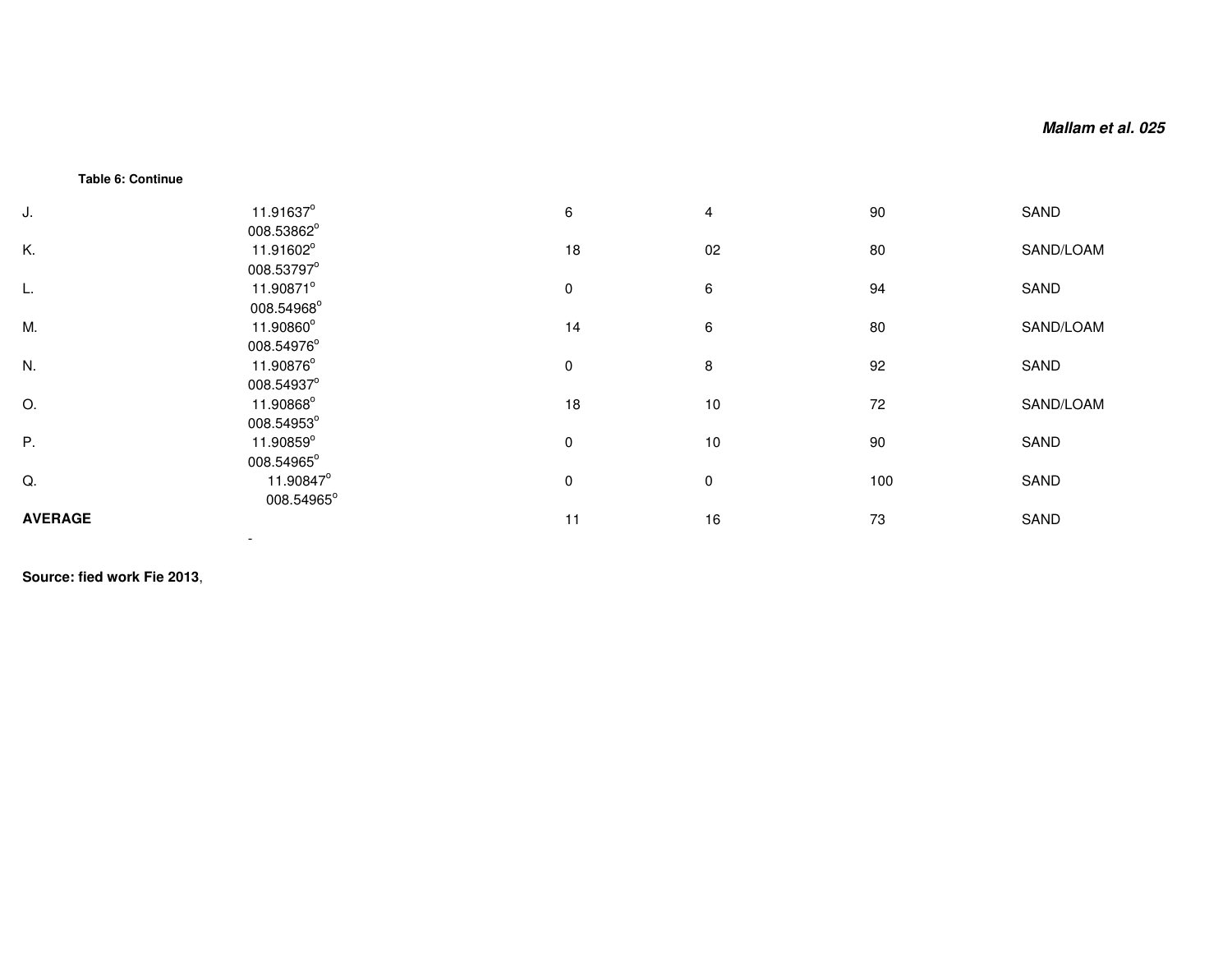**Table 6: Continue**

| | | | | | |
|---|---|---|---|---|---|
| J. | 11.91637$^o$ 008.53862$^o$ | 6 | 4 | 90 | SAND |
| K. | 11.91602$^o$ 008.53797$^o$ | 18 | 02 | 80 | SAND/LOAM |
| L. | 11.90871$^o$ 008.54968$^o$ | 0 | 6 | 94 | SAND |
| M. | 11.90860$^o$ 008.54976$^o$ | 14 | 6 | 80 | SAND/LOAM |
| N. | 11.90876$^o$ 008.54937$^o$ | 0 | 8 | 92 | SAND |
| O. | 11.90868$^o$ 008.54953$^o$ | 18 | 10 | 72 | SAND/LOAM |
| P. | 11.90859$^o$ 008.54965$^o$ | 0 | 10 | 90 | SAND |
| Q. | 11.90847$^o$ 008.54965$^o$ | 0 | 0 | 100 | SAND |
| **AVERAGE** | - | 11 | 16 | 73 | SAND |

**Source: fied work Fie 2013**,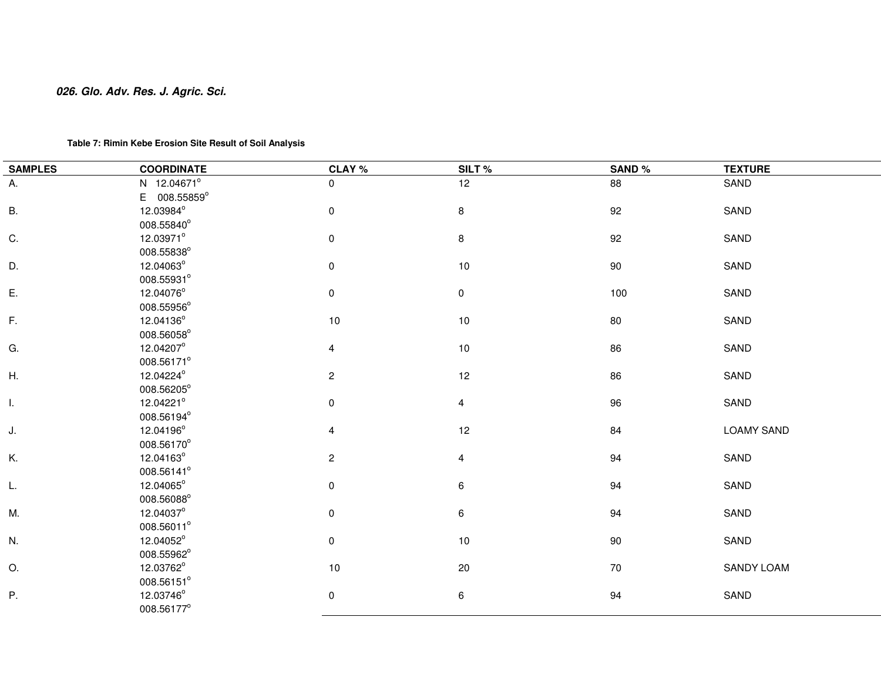**Table 7: Rimin Kebe Erosion Site Result of Soil Analysis**

| SAMPLES | COORDINATE | CLAY % | SILT % | SAND % | TEXTURE |
|---|---|---|---|---|---|
| A. | N 12.04671° E 008.55859° | 0 | 12 | 88 | SAND |
| B. | 12.03984° 008.55840° | 0 | 8 | 92 | SAND |
| C. | 12.03971° 008.55838° | 0 | 8 | 92 | SAND |
| D. | 12.04063° 008.55931° | 0 | 10 | 90 | SAND |
| E. | 12.04076° 008.55956° | 0 | 0 | 100 | SAND |
| F. | 12.04136° 008.56058° | 10 | 10 | 80 | SAND |
| G. | 12.04207° 008.56171° | 4 | 10 | 86 | SAND |
| H. | 12.04224° 008.56205° | 2 | 12 | 86 | SAND |
| I. | 12.04221° 008.56194° | 0 | 4 | 96 | SAND |
| J. | 12.04196° 008.56170° | 4 | 12 | 84 | LOAMY SAND |
| K. | 12.04163° 008.56141° | 2 | 4 | 94 | SAND |
| L. | 12.04065° 008.56088° | 0 | 6 | 94 | SAND |
| M. | 12.04037° 008.56011° | 0 | 6 | 94 | SAND |
| N. | 12.04052° 008.55962° | 0 | 10 | 90 | SAND |
| O. | 12.03762° 008.56151° | 10 | 20 | 70 | SANDY LOAM |
| P. | 12.03746° 008.56177° | 0 | 6 | 94 | SAND |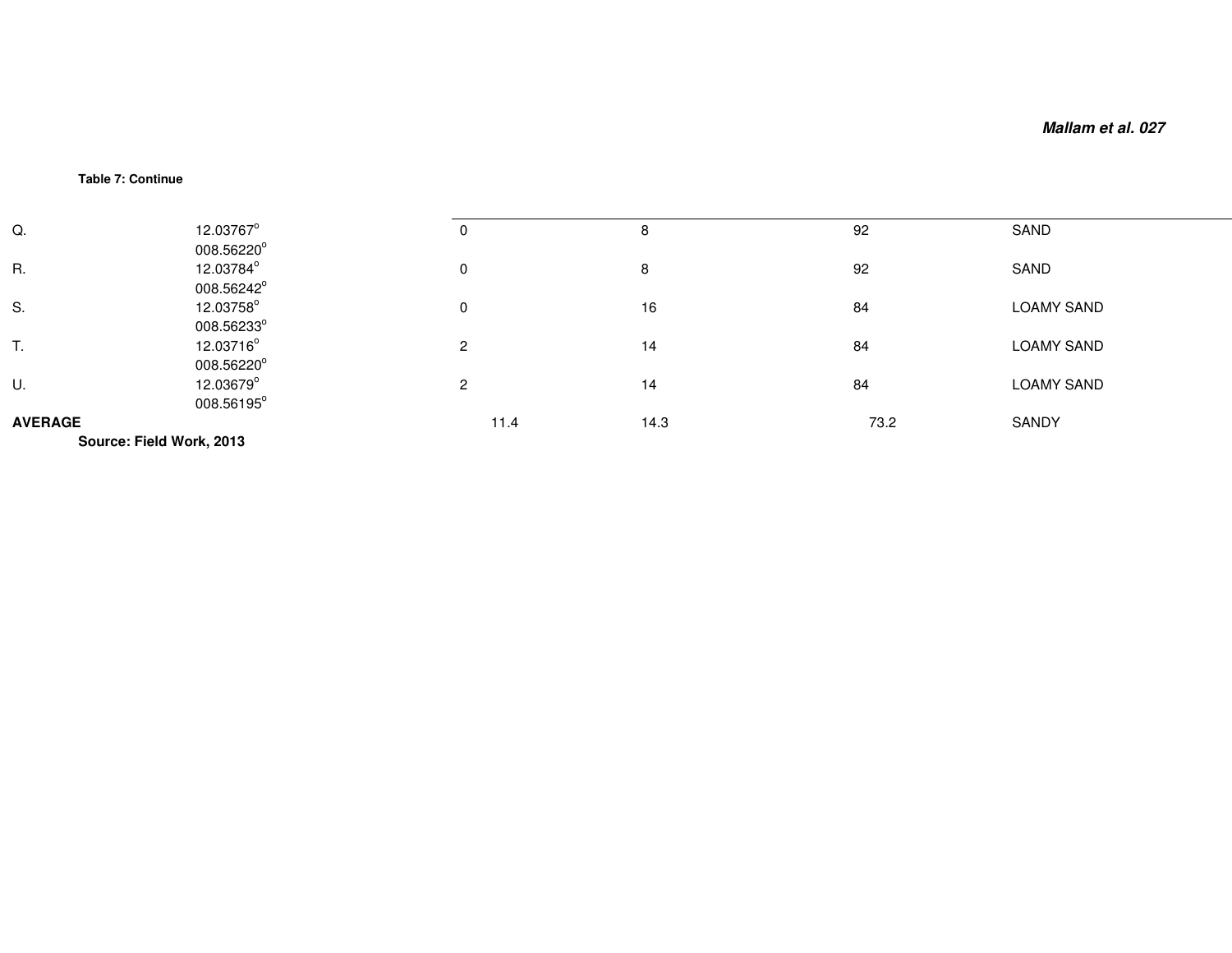**Table 7: Continue**

| | | | | | |
|---|---|---|---|---|---|
| Q. | 12.03767° 008.56220° | 0 | 8 | 92 | SAND |
| R. | 12.03784° 008.56242° | 0 | 8 | 92 | SAND |
| S. | 12.03758° 008.56233° | 0 | 16 | 84 | LOAMY SAND |
| T. | 12.03716° 008.56220° | 2 | 14 | 84 | LOAMY SAND |
| U. | 12.03679° 008.56195° | 2 | 14 | 84 | LOAMY SAND |
| **AVERAGE** | | 11.4 | 14.3 | 73.2 | SANDY |

**Source: Field Work, 2013**